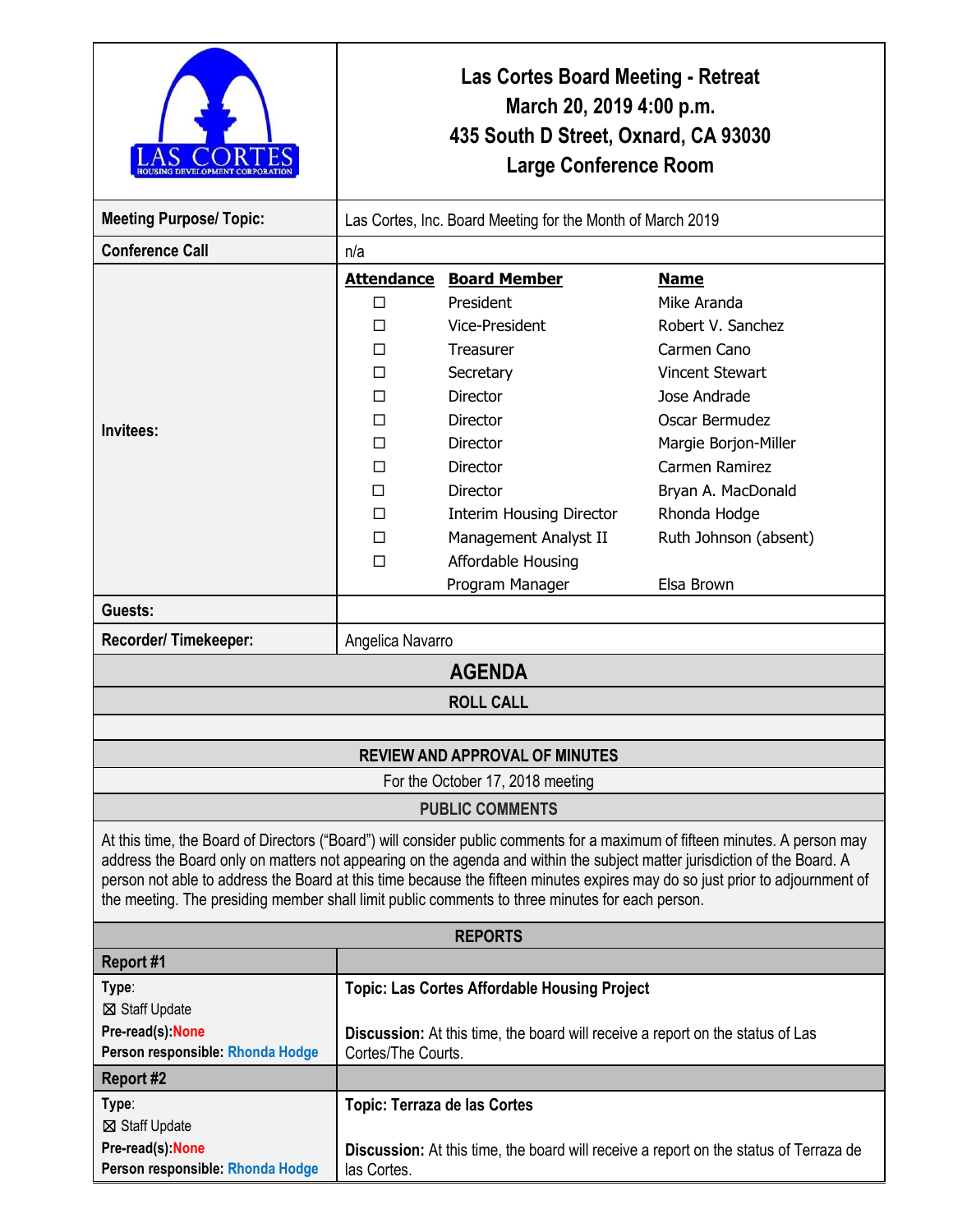# Las Cortes Board Meeting - Retreat
## March 20, 2019 4:00 p.m.
## 435 South D Street, Oxnard, CA 93030
## Large Conference Room

LAS CORTES HOUSING DEVELOPMENT CORPORATION

| | |
|---|---|
| **Meeting Purpose/ Topic:** | Las Cortes, Inc. Board Meeting for the Month of March 2019 |
| **Conference Call** | n/a |
| **Guests:** | |
| **Recorder/ Timekeeper:** | Angelica Navarro |

**Invitees:**

| Attendance | Board Member | Name |
|---|---|---|
| ☐ | President | Mike Aranda |
| ☐ | Vice-President | Robert V. Sanchez |
| ☐ | Treasurer | Carmen Cano |
| ☐ | Secretary | Vincent Stewart |
| ☐ | Director | Jose Andrade |
| ☐ | Director | Oscar Bermudez |
| ☐ | Director | Margie Borjon-Miller |
| ☐ | Director | Carmen Ramirez |
| ☐ | Director | Bryan A. MacDonald |
| ☐ | Interim Housing Director | Rhonda Hodge |
| ☐ | Management Analyst II | Ruth Johnson (absent) |
| ☐ | Affordable Housing Program Manager | Elsa Brown |

## AGENDA

### ROLL CALL

### REVIEW AND APPROVAL OF MINUTES

For the October 17, 2018 meeting

### PUBLIC COMMENTS

At this time, the Board of Directors ("Board") will consider public comments for a maximum of fifteen minutes. A person may address the Board only on matters not appearing on the agenda and within the subject matter jurisdiction of the Board. A person not able to address the Board at this time because the fifteen minutes expires may do so just prior to adjournment of the meeting. The presiding member shall limit public comments to three minutes for each person.

### REPORTS

| Report #1 | |
|---|---|
| **Type**: ☒ Staff Update<br>**Pre-read(s):** None<br>**Person responsible:** Rhonda Hodge | **Topic: Las Cortes Affordable Housing Project**<br><br>**Discussion:** At this time, the board will receive a report on the status of Las Cortes/The Courts. |

| Report #2 | |
|---|---|
| **Type**: ☒ Staff Update<br>**Pre-read(s):** None<br>**Person responsible:** Rhonda Hodge | **Topic: Terraza de las Cortes**<br><br>**Discussion:** At this time, the board will receive a report on the status of Terraza de las Cortes. |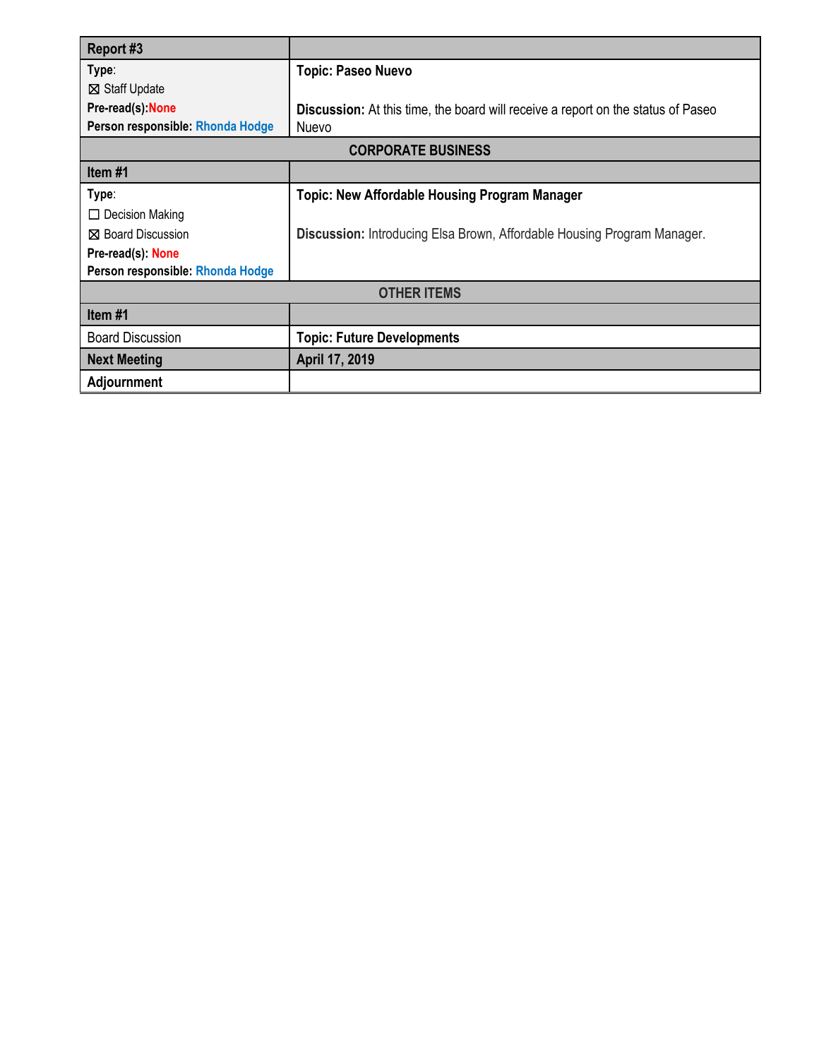| Report #3 | |
|---|---|
| **Type**:<br>☒ Staff Update<br>**Pre-read(s):None**<br>**Person responsible: Rhonda Hodge** | **Topic: Paseo Nuevo**<br><br>**Discussion:** At this time, the board will receive a report on the status of Paseo Nuevo |
| **CORPORATE BUSINESS** | |
| **Item #1** | |
| **Type**:<br>☐ Decision Making<br>☒ Board Discussion<br>**Pre-read(s): None**<br>**Person responsible: Rhonda Hodge** | **Topic: New Affordable Housing Program Manager**<br><br>**Discussion:** Introducing Elsa Brown, Affordable Housing Program Manager. |
| **OTHER ITEMS** | |
| **Item #1** | |
| Board Discussion | **Topic: Future Developments** |
| **Next Meeting** | **April 17, 2019** |
| **Adjournment** | |